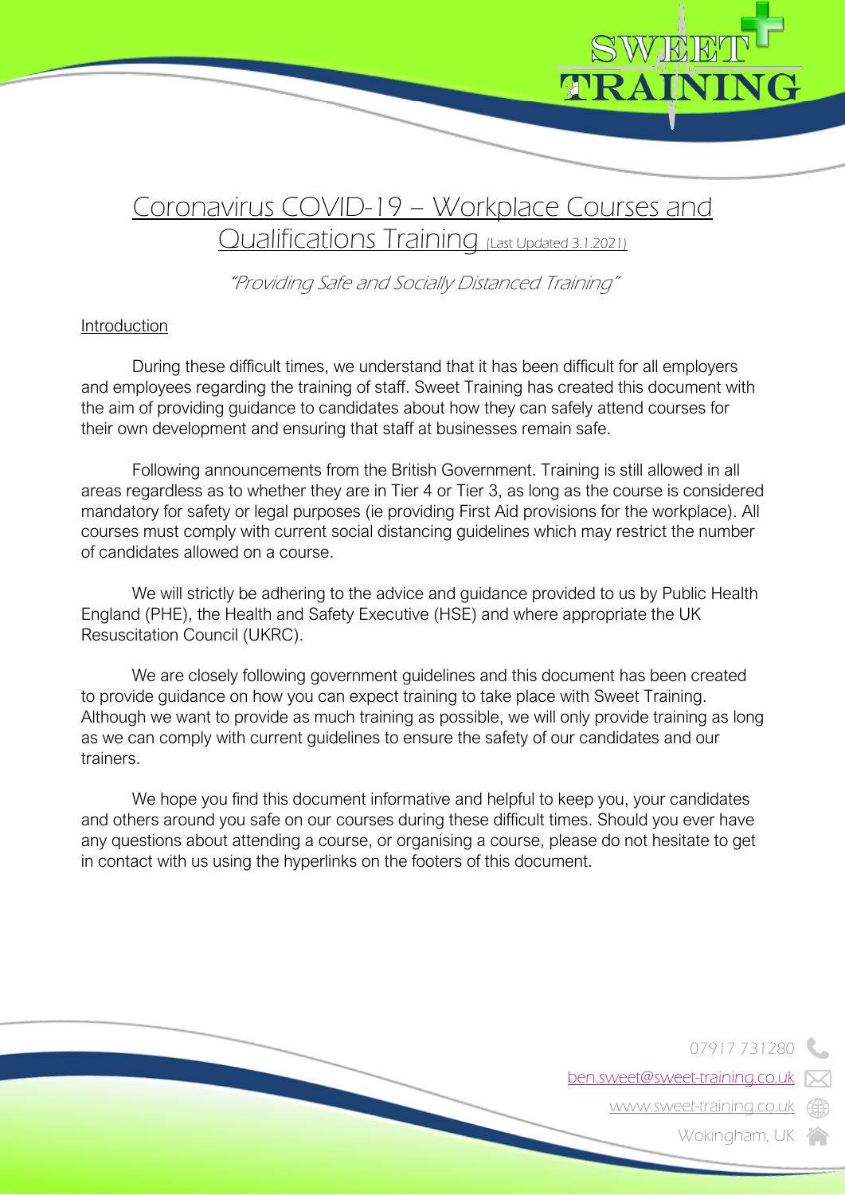# Coronavirus COVID-19 – Workplace Courses and Qualifications Training (Last Updated 3.1.2021)

*"Providing Safe and Socially Distanced Training"*

## Introduction

During these difficult times, we understand that it has been difficult for all employers and employees regarding the training of staff. Sweet Training has created this document with the aim of providing guidance to candidates about how they can safely attend courses for their own development and ensuring that staff at businesses remain safe.

Following announcements from the British Government. Training is still allowed in all areas regardless as to whether they are in Tier 4 or Tier 3, as long as the course is considered mandatory for safety or legal purposes (ie providing First Aid provisions for the workplace). All courses must comply with current social distancing guidelines which may restrict the number of candidates allowed on a course.

We will strictly be adhering to the advice and guidance provided to us by Public Health England (PHE), the Health and Safety Executive (HSE) and where appropriate the UK Resuscitation Council (UKRC).

We are closely following government guidelines and this document has been created to provide guidance on how you can expect training to take place with Sweet Training. Although we want to provide as much training as possible, we will only provide training as long as we can comply with current guidelines to ensure the safety of our candidates and our trainers.

We hope you find this document informative and helpful to keep you, your candidates and others around you safe on our courses during these difficult times. Should you ever have any questions about attending a course, or organising a course, please do not hesitate to get in contact with us using the hyperlinks on the footers of this document.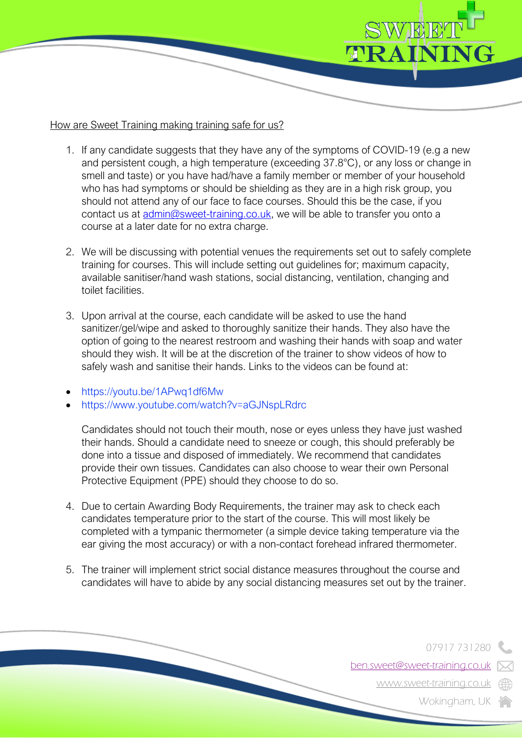How are Sweet Training making training safe for us?

1. If any candidate suggests that they have any of the symptoms of COVID-19 (e.g a new and persistent cough, a high temperature (exceeding 37.8°C), or any loss or change in smell and taste) or you have had/have a family member or member of your household who has had symptoms or should be shielding as they are in a high risk group, you should not attend any of our face to face courses. Should this be the case, if you contact us at admin@sweet-training.co.uk, we will be able to transfer you onto a course at a later date for no extra charge.

2. We will be discussing with potential venues the requirements set out to safely complete training for courses. This will include setting out guidelines for; maximum capacity, available sanitiser/hand wash stations, social distancing, ventilation, changing and toilet facilities.

3. Upon arrival at the course, each candidate will be asked to use the hand sanitizer/gel/wipe and asked to thoroughly sanitize their hands. They also have the option of going to the nearest restroom and washing their hands with soap and water should they wish. It will be at the discretion of the trainer to show videos of how to safely wash and sanitise their hands. Links to the videos can be found at:

- https://youtu.be/1APwq1df6Mw
- https://www.youtube.com/watch?v=aGJNspLRdrc

   Candidates should not touch their mouth, nose or eyes unless they have just washed their hands. Should a candidate need to sneeze or cough, this should preferably be done into a tissue and disposed of immediately. We recommend that candidates provide their own tissues. Candidates can also choose to wear their own Personal Protective Equipment (PPE) should they choose to do so.

4. Due to certain Awarding Body Requirements, the trainer may ask to check each candidates temperature prior to the start of the course. This will most likely be completed with a tympanic thermometer (a simple device taking temperature via the ear giving the most accuracy) or with a non-contact forehead infrared thermometer.

5. The trainer will implement strict social distance measures throughout the course and candidates will have to abide by any social distancing measures set out by the trainer.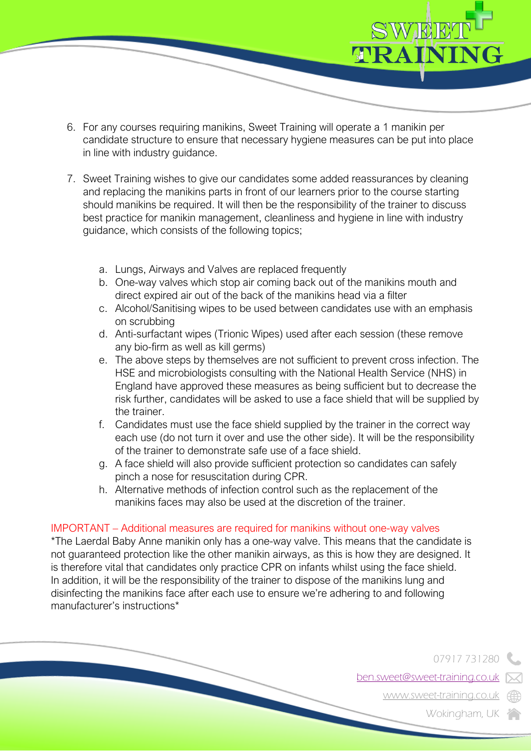6. For any courses requiring manikins, Sweet Training will operate a 1 manikin per candidate structure to ensure that necessary hygiene measures can be put into place in line with industry guidance.

7. Sweet Training wishes to give our candidates some added reassurances by cleaning and replacing the manikins parts in front of our learners prior to the course starting should manikins be required. It will then be the responsibility of the trainer to discuss best practice for manikin management, cleanliness and hygiene in line with industry guidance, which consists of the following topics;

   a. Lungs, Airways and Valves are replaced frequently
   b. One-way valves which stop air coming back out of the manikins mouth and direct expired air out of the back of the manikins head via a filter
   c. Alcohol/Sanitising wipes to be used between candidates use with an emphasis on scrubbing
   d. Anti-surfactant wipes (Trionic Wipes) used after each session (these remove any bio-firm as well as kill germs)
   e. The above steps by themselves are not sufficient to prevent cross infection. The HSE and microbiologists consulting with the National Health Service (NHS) in England have approved these measures as being sufficient but to decrease the risk further, candidates will be asked to use a face shield that will be supplied by the trainer.
   f. Candidates must use the face shield supplied by the trainer in the correct way each use (do not turn it over and use the other side). It will be the responsibility of the trainer to demonstrate safe use of a face shield.
   g. A face shield will also provide sufficient protection so candidates can safely pinch a nose for resuscitation during CPR.
   h. Alternative methods of infection control such as the replacement of the manikins faces may also be used at the discretion of the trainer.

IMPORTANT – Additional measures are required for manikins without one-way valves

*The Laerdal Baby Anne manikin only has a one-way valve. This means that the candidate is not guaranteed protection like the other manikin airways, as this is how they are designed. It is therefore vital that candidates only practice CPR on infants whilst using the face shield. In addition, it will be the responsibility of the trainer to dispose of the manikins lung and disinfecting the manikins face after each use to ensure we're adhering to and following manufacturer's instructions*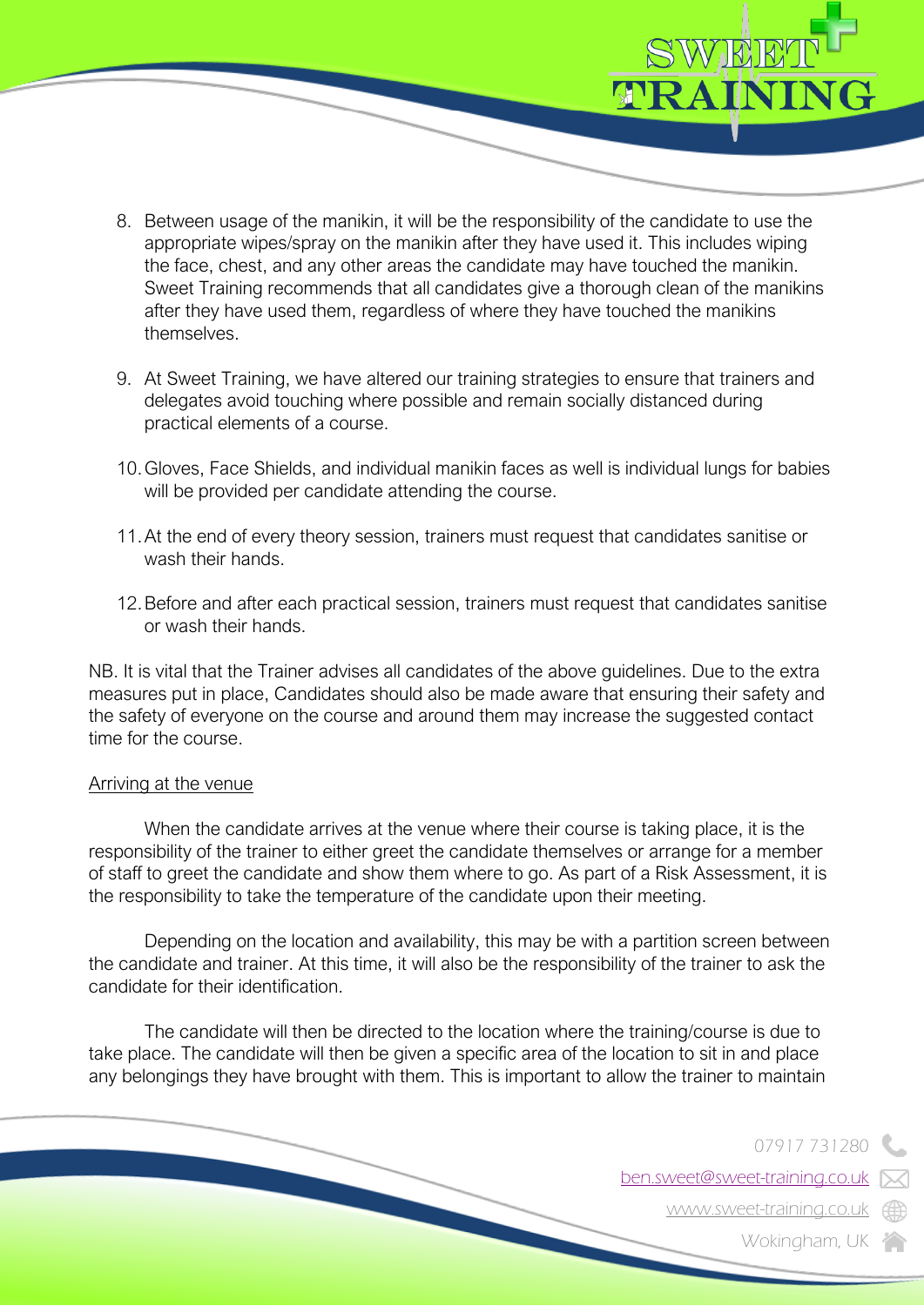8. Between usage of the manikin, it will be the responsibility of the candidate to use the appropriate wipes/spray on the manikin after they have used it. This includes wiping the face, chest, and any other areas the candidate may have touched the manikin. Sweet Training recommends that all candidates give a thorough clean of the manikins after they have used them, regardless of where they have touched the manikins themselves.

9. At Sweet Training, we have altered our training strategies to ensure that trainers and delegates avoid touching where possible and remain socially distanced during practical elements of a course.

10. Gloves, Face Shields, and individual manikin faces as well is individual lungs for babies will be provided per candidate attending the course.

11. At the end of every theory session, trainers must request that candidates sanitise or wash their hands.

12. Before and after each practical session, trainers must request that candidates sanitise or wash their hands.

NB. It is vital that the Trainer advises all candidates of the above guidelines. Due to the extra measures put in place, Candidates should also be made aware that ensuring their safety and the safety of everyone on the course and around them may increase the suggested contact time for the course.

<u>Arriving at the venue</u>

When the candidate arrives at the venue where their course is taking place, it is the responsibility of the trainer to either greet the candidate themselves or arrange for a member of staff to greet the candidate and show them where to go. As part of a Risk Assessment, it is the responsibility to take the temperature of the candidate upon their meeting.

Depending on the location and availability, this may be with a partition screen between the candidate and trainer. At this time, it will also be the responsibility of the trainer to ask the candidate for their identification.

The candidate will then be directed to the location where the training/course is due to take place. The candidate will then be given a specific area of the location to sit in and place any belongings they have brought with them. This is important to allow the trainer to maintain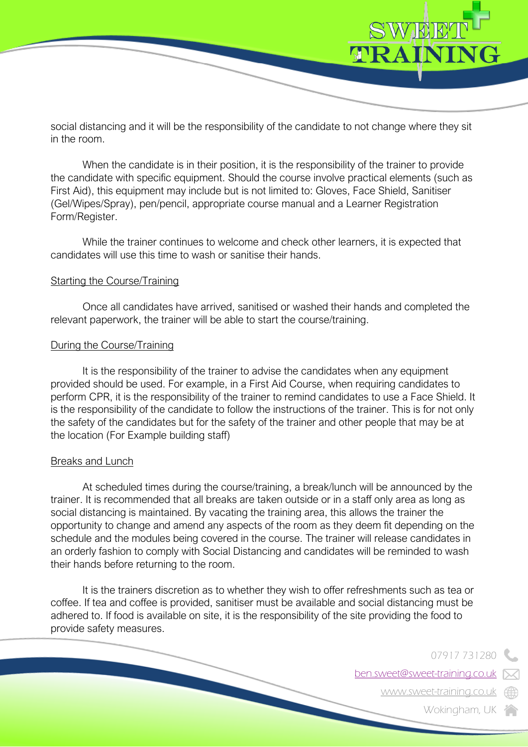social distancing and it will be the responsibility of the candidate to not change where they sit in the room.

When the candidate is in their position, it is the responsibility of the trainer to provide the candidate with specific equipment. Should the course involve practical elements (such as First Aid), this equipment may include but is not limited to: Gloves, Face Shield, Sanitiser (Gel/Wipes/Spray), pen/pencil, appropriate course manual and a Learner Registration Form/Register.

While the trainer continues to welcome and check other learners, it is expected that candidates will use this time to wash or sanitise their hands.

<u>Starting the Course/Training</u>

Once all candidates have arrived, sanitised or washed their hands and completed the relevant paperwork, the trainer will be able to start the course/training.

<u>During the Course/Training</u>

It is the responsibility of the trainer to advise the candidates when any equipment provided should be used. For example, in a First Aid Course, when requiring candidates to perform CPR, it is the responsibility of the trainer to remind candidates to use a Face Shield. It is the responsibility of the candidate to follow the instructions of the trainer. This is for not only the safety of the candidates but for the safety of the trainer and other people that may be at the location (For Example building staff)

<u>Breaks and Lunch</u>

At scheduled times during the course/training, a break/lunch will be announced by the trainer. It is recommended that all breaks are taken outside or in a staff only area as long as social distancing is maintained. By vacating the training area, this allows the trainer the opportunity to change and amend any aspects of the room as they deem fit depending on the schedule and the modules being covered in the course. The trainer will release candidates in an orderly fashion to comply with Social Distancing and candidates will be reminded to wash their hands before returning to the room.

It is the trainers discretion as to whether they wish to offer refreshments such as tea or coffee. If tea and coffee is provided, sanitiser must be available and social distancing must be adhered to. If food is available on site, it is the responsibility of the site providing the food to provide safety measures.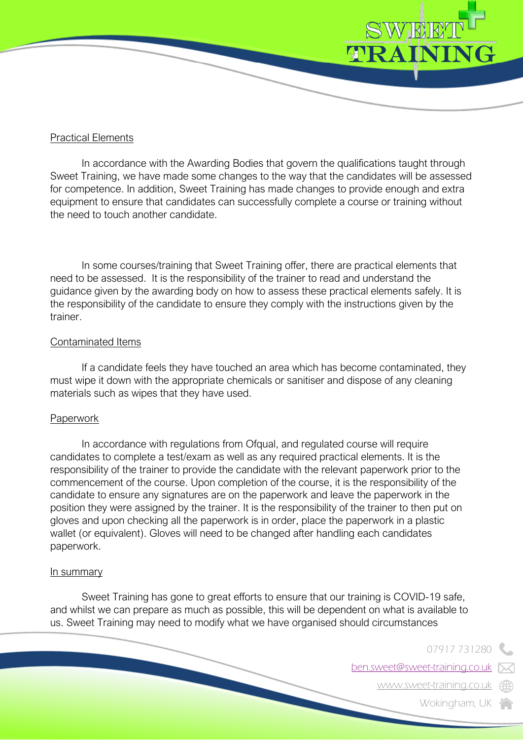Practical Elements

In accordance with the Awarding Bodies that govern the qualifications taught through Sweet Training, we have made some changes to the way that the candidates will be assessed for competence. In addition, Sweet Training has made changes to provide enough and extra equipment to ensure that candidates can successfully complete a course or training without the need to touch another candidate.

In some courses/training that Sweet Training offer, there are practical elements that need to be assessed. It is the responsibility of the trainer to read and understand the guidance given by the awarding body on how to assess these practical elements safely. It is the responsibility of the candidate to ensure they comply with the instructions given by the trainer.

Contaminated Items

If a candidate feels they have touched an area which has become contaminated, they must wipe it down with the appropriate chemicals or sanitiser and dispose of any cleaning materials such as wipes that they have used.

Paperwork

In accordance with regulations from Ofqual, and regulated course will require candidates to complete a test/exam as well as any required practical elements. It is the responsibility of the trainer to provide the candidate with the relevant paperwork prior to the commencement of the course. Upon completion of the course, it is the responsibility of the candidate to ensure any signatures are on the paperwork and leave the paperwork in the position they were assigned by the trainer. It is the responsibility of the trainer to then put on gloves and upon checking all the paperwork is in order, place the paperwork in a plastic wallet (or equivalent). Gloves will need to be changed after handling each candidates paperwork.

In summary

Sweet Training has gone to great efforts to ensure that our training is COVID-19 safe, and whilst we can prepare as much as possible, this will be dependent on what is available to us. Sweet Training may need to modify what we have organised should circumstances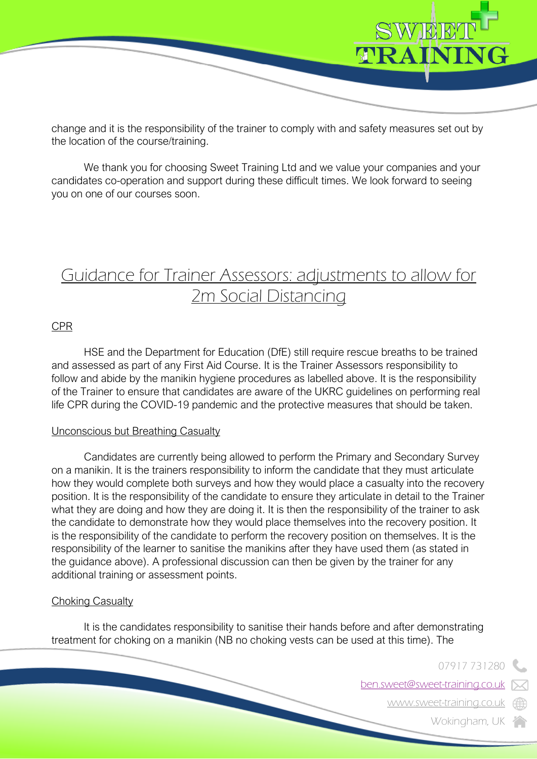change and it is the responsibility of the trainer to comply with and safety measures set out by the location of the course/training.

We thank you for choosing Sweet Training Ltd and we value your companies and your candidates co-operation and support during these difficult times. We look forward to seeing you on one of our courses soon.

## Guidance for Trainer Assessors: adjustments to allow for 2m Social Distancing

### CPR

HSE and the Department for Education (DfE) still require rescue breaths to be trained and assessed as part of any First Aid Course. It is the Trainer Assessors responsibility to follow and abide by the manikin hygiene procedures as labelled above. It is the responsibility of the Trainer to ensure that candidates are aware of the UKRC guidelines on performing real life CPR during the COVID-19 pandemic and the protective measures that should be taken.

### Unconscious but Breathing Casualty

Candidates are currently being allowed to perform the Primary and Secondary Survey on a manikin. It is the trainers responsibility to inform the candidate that they must articulate how they would complete both surveys and how they would place a casualty into the recovery position. It is the responsibility of the candidate to ensure they articulate in detail to the Trainer what they are doing and how they are doing it. It is then the responsibility of the trainer to ask the candidate to demonstrate how they would place themselves into the recovery position. It is the responsibility of the candidate to perform the recovery position on themselves. It is the responsibility of the learner to sanitise the manikins after they have used them (as stated in the guidance above). A professional discussion can then be given by the trainer for any additional training or assessment points.

### Choking Casualty

It is the candidates responsibility to sanitise their hands before and after demonstrating treatment for choking on a manikin (NB no choking vests can be used at this time). The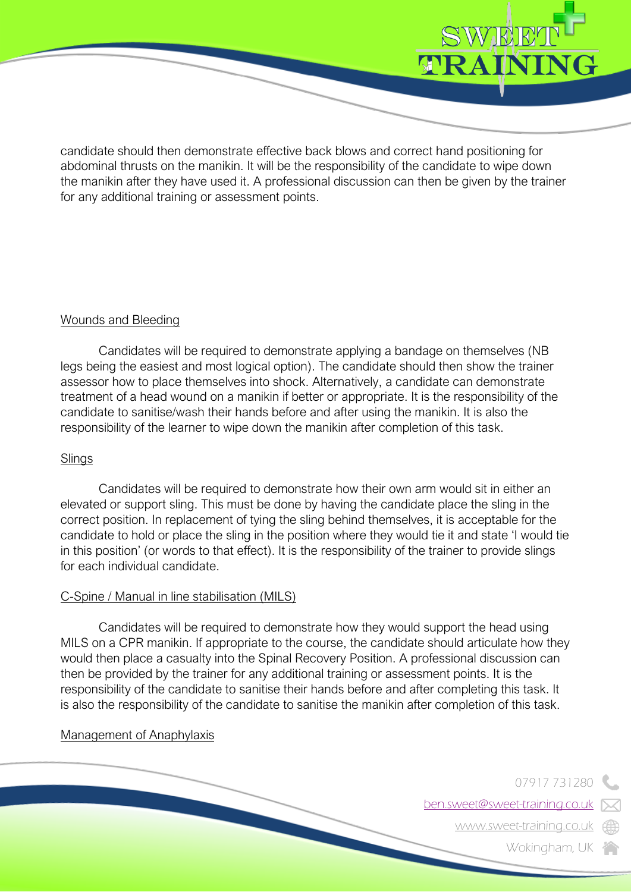candidate should then demonstrate effective back blows and correct hand positioning for abdominal thrusts on the manikin. It will be the responsibility of the candidate to wipe down the manikin after they have used it. A professional discussion can then be given by the trainer for any additional training or assessment points.

<u>Wounds and Bleeding</u>

Candidates will be required to demonstrate applying a bandage on themselves (NB legs being the easiest and most logical option). The candidate should then show the trainer assessor how to place themselves into shock. Alternatively, a candidate can demonstrate treatment of a head wound on a manikin if better or appropriate. It is the responsibility of the candidate to sanitise/wash their hands before and after using the manikin. It is also the responsibility of the learner to wipe down the manikin after completion of this task.

<u>Slings</u>

Candidates will be required to demonstrate how their own arm would sit in either an elevated or support sling. This must be done by having the candidate place the sling in the correct position. In replacement of tying the sling behind themselves, it is acceptable for the candidate to hold or place the sling in the position where they would tie it and state 'I would tie in this position' (or words to that effect). It is the responsibility of the trainer to provide slings for each individual candidate.

<u>C-Spine / Manual in line stabilisation (MILS)</u>

Candidates will be required to demonstrate how they would support the head using MILS on a CPR manikin. If appropriate to the course, the candidate should articulate how they would then place a casualty into the Spinal Recovery Position. A professional discussion can then be provided by the trainer for any additional training or assessment points. It is the responsibility of the candidate to sanitise their hands before and after completing this task. It is also the responsibility of the candidate to sanitise the manikin after completion of this task.

<u>Management of Anaphylaxis</u>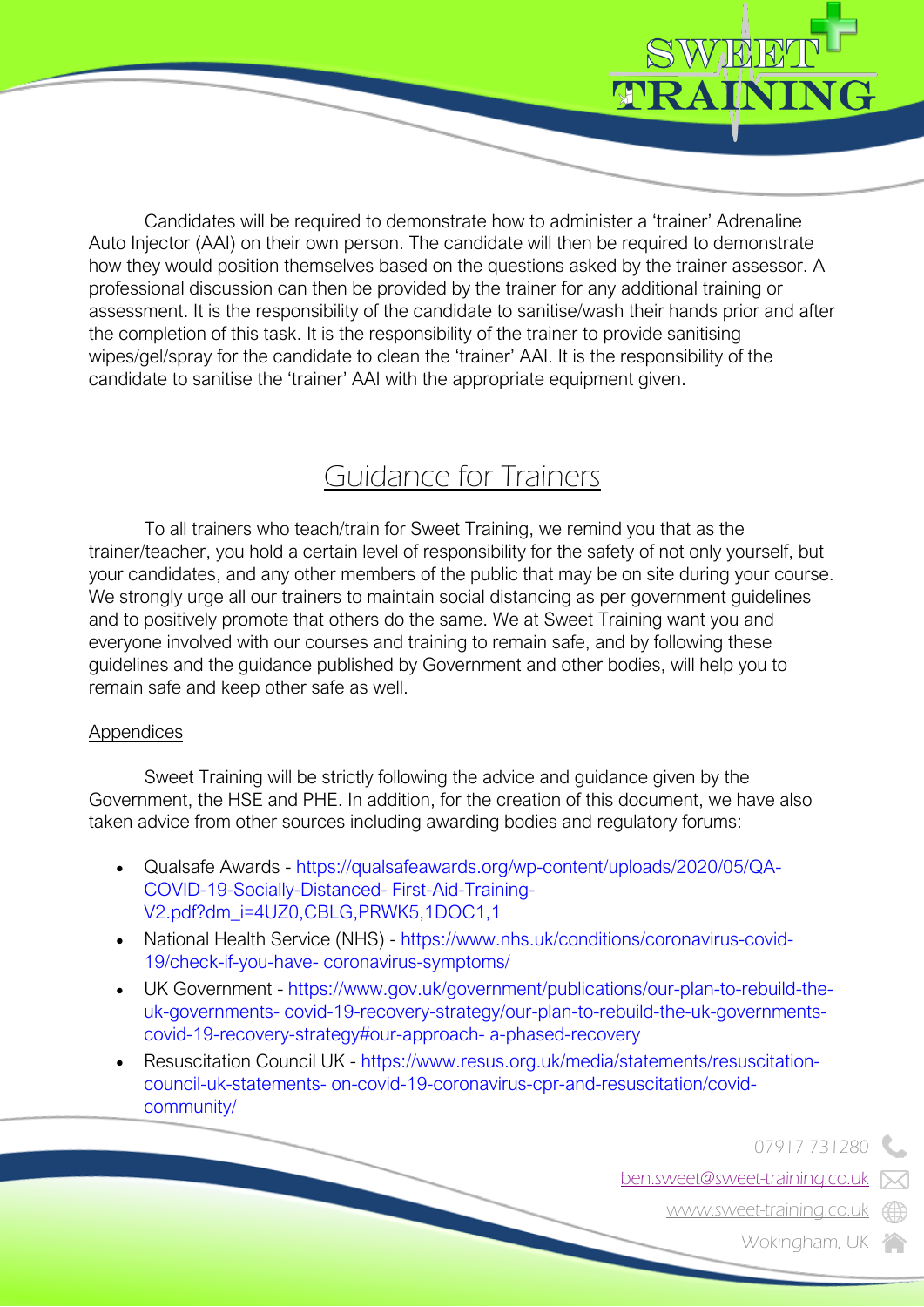Candidates will be required to demonstrate how to administer a 'trainer' Adrenaline Auto Injector (AAI) on their own person. The candidate will then be required to demonstrate how they would position themselves based on the questions asked by the trainer assessor. A professional discussion can then be provided by the trainer for any additional training or assessment. It is the responsibility of the candidate to sanitise/wash their hands prior and after the completion of this task. It is the responsibility of the trainer to provide sanitising wipes/gel/spray for the candidate to clean the 'trainer' AAI. It is the responsibility of the candidate to sanitise the 'trainer' AAI with the appropriate equipment given.

## Guidance for Trainers

To all trainers who teach/train for Sweet Training, we remind you that as the trainer/teacher, you hold a certain level of responsibility for the safety of not only yourself, but your candidates, and any other members of the public that may be on site during your course. We strongly urge all our trainers to maintain social distancing as per government guidelines and to positively promote that others do the same. We at Sweet Training want you and everyone involved with our courses and training to remain safe, and by following these guidelines and the guidance published by Government and other bodies, will help you to remain safe and keep other safe as well.

### Appendices

Sweet Training will be strictly following the advice and guidance given by the Government, the HSE and PHE. In addition, for the creation of this document, we have also taken advice from other sources including awarding bodies and regulatory forums:

- Qualsafe Awards - https://qualsafeawards.org/wp-content/uploads/2020/05/QA-COVID-19-Socially-Distanced- First-Aid-Training-V2.pdf?dm_i=4UZ0,CBLG,PRWK5,1DOC1,1
- National Health Service (NHS) - https://www.nhs.uk/conditions/coronavirus-covid-19/check-if-you-have- coronavirus-symptoms/
- UK Government - https://www.gov.uk/government/publications/our-plan-to-rebuild-the-uk-governments- covid-19-recovery-strategy/our-plan-to-rebuild-the-uk-governments-covid-19-recovery-strategy#our-approach- a-phased-recovery
- Resuscitation Council UK - https://www.resus.org.uk/media/statements/resuscitation-council-uk-statements- on-covid-19-coronavirus-cpr-and-resuscitation/covid-community/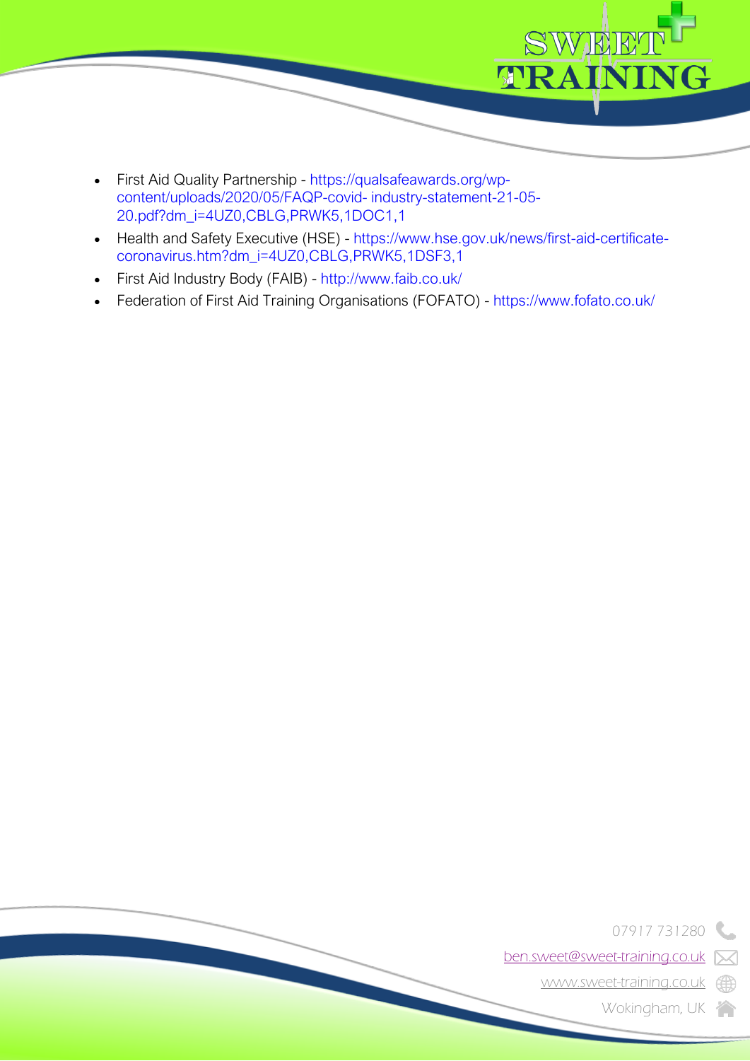- First Aid Quality Partnership - https://qualsafeawards.org/wp-content/uploads/2020/05/FAQP-covid- industry-statement-21-05-20.pdf?dm_i=4UZ0,CBLG,PRWK5,1DOC1,1
- Health and Safety Executive (HSE) - https://www.hse.gov.uk/news/first-aid-certificate-coronavirus.htm?dm_i=4UZ0,CBLG,PRWK5,1DSF3,1
- First Aid Industry Body (FAIB) - http://www.faib.co.uk/
- Federation of First Aid Training Organisations (FOFATO) - https://www.fofato.co.uk/